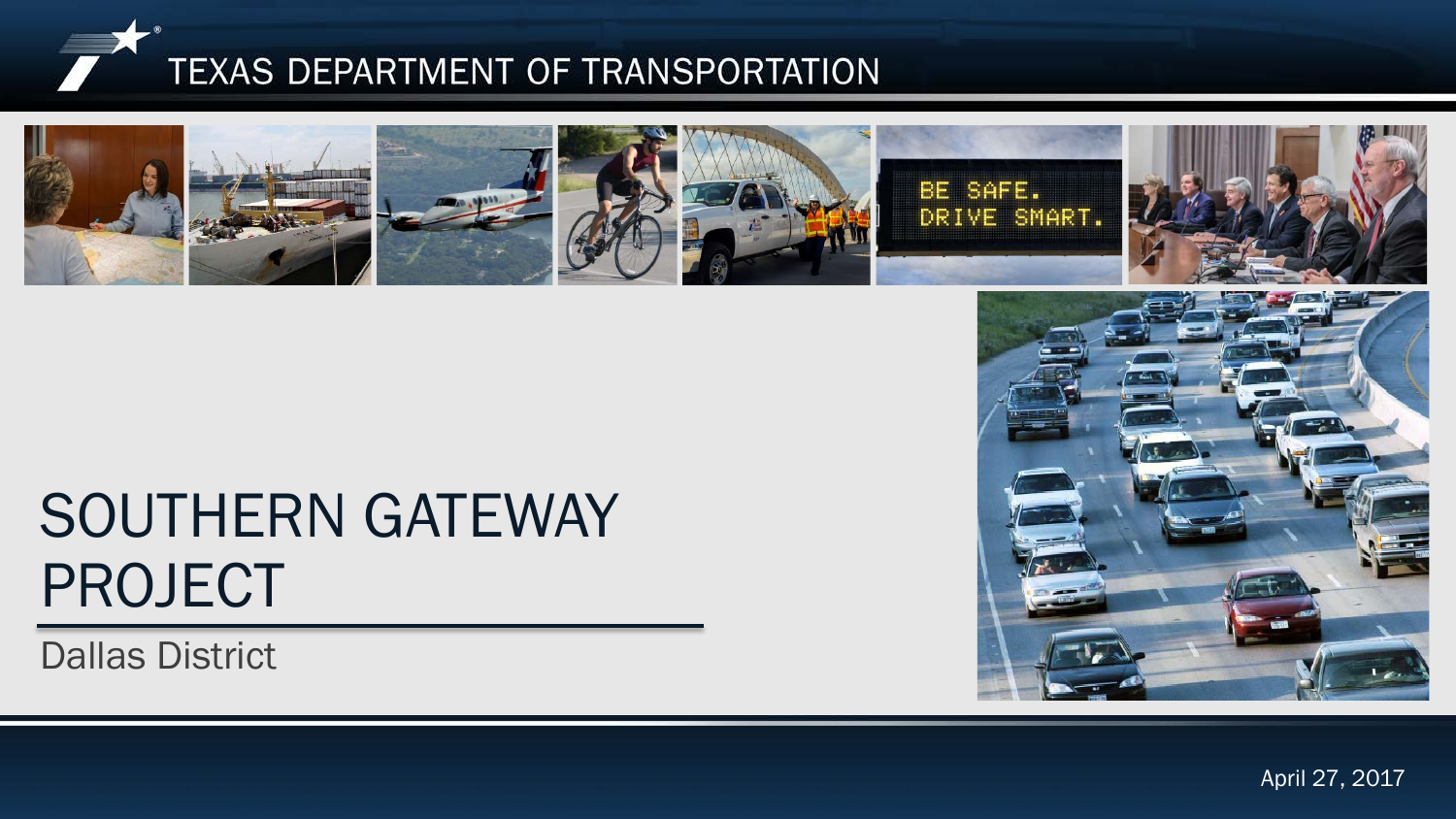TEXAS DEPARTMENT OF TRANSPORTATION

# SOUTHERN GATEWAY PROJECT

Dallas District

April 27, 2017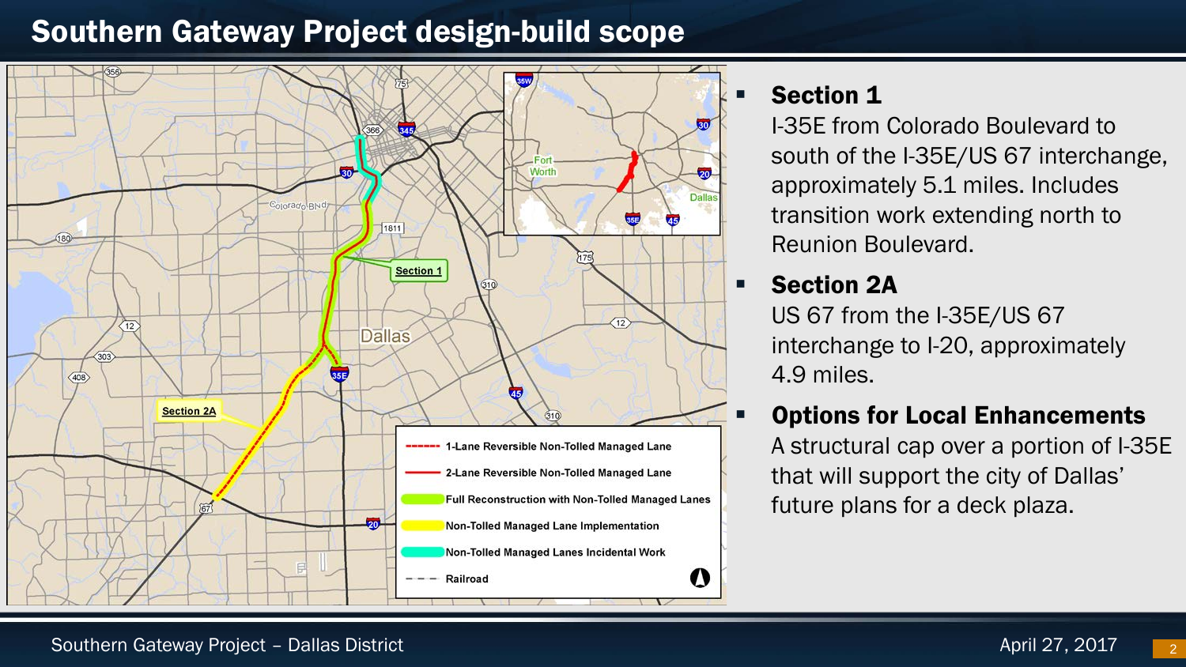# Southern Gateway Project design-build scope

- **Section 1**
  I-35E from Colorado Boulevard to south of the I-35E/US 67 interchange, approximately 5.1 miles. Includes transition work extending north to Reunion Boulevard.
- **Section 2A**
  US 67 from the I-35E/US 67 interchange to I-20, approximately 4.9 miles.
- **Options for Local Enhancements**
  A structural cap over a portion of I-35E that will support the city of Dallas' future plans for a deck plaza.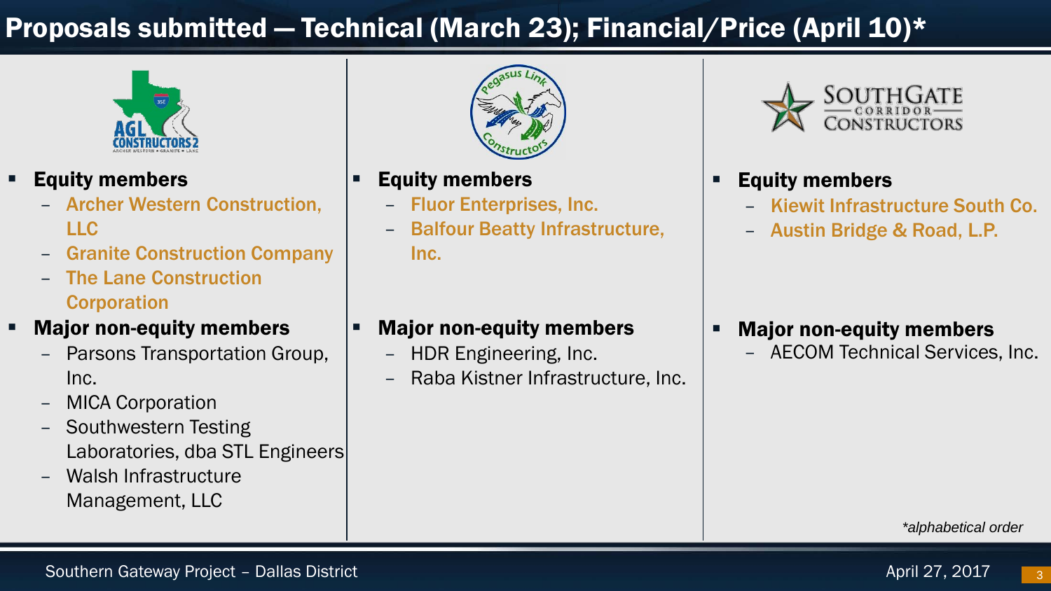# Proposals submitted — Technical (March 23); Financial/Price (April 10)*

## AGL Constructors 2

- **Equity members**
  - Archer Western Construction, LLC
  - Granite Construction Company
  - The Lane Construction Corporation
- **Major non-equity members**
  - Parsons Transportation Group, Inc.
  - MICA Corporation
  - Southwestern Testing Laboratories, dba STL Engineers
  - Walsh Infrastructure Management, LLC

## Pegasus Link Constructors

- **Equity members**
  - Fluor Enterprises, Inc.
  - Balfour Beatty Infrastructure, Inc.
- **Major non-equity members**
  - HDR Engineering, Inc.
  - Raba Kistner Infrastructure, Inc.

## Southgate Corridor Constructors

- **Equity members**
  - Kiewit Infrastructure South Co.
  - Austin Bridge & Road, L.P.
- **Major non-equity members**
  - AECOM Technical Services, Inc.

*\*alphabetical order*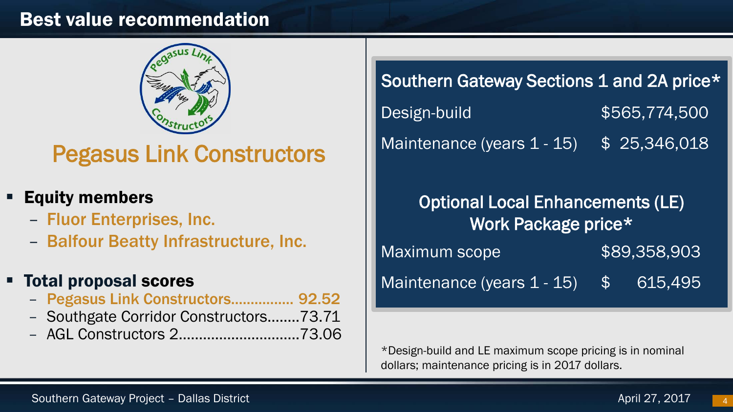# Best value recommendation

## Pegasus Link Constructors

- **Equity members**
  - **Fluor Enterprises, Inc.**
  - **Balfour Beatty Infrastructure, Inc.**
- **Total proposal scores**
  - **Pegasus Link Constructors................ 92.52**
  - Southgate Corridor Constructors........73.71
  - AGL Constructors 2..............................73.06

### Southern Gateway Sections 1 and 2A price*

| | |
|---|---|
| Design-build | $565,774,500 |
| Maintenance (years 1 - 15) | $ 25,346,018 |

### Optional Local Enhancements (LE) Work Package price*

| | |
|---|---|
| Maximum scope | $89,358,903 |
| Maintenance (years 1 - 15) | $ 615,495 |

*Design-build and LE maximum scope pricing is in nominal dollars; maintenance pricing is in 2017 dollars.

Southern Gateway Project – Dallas District

April 27, 2017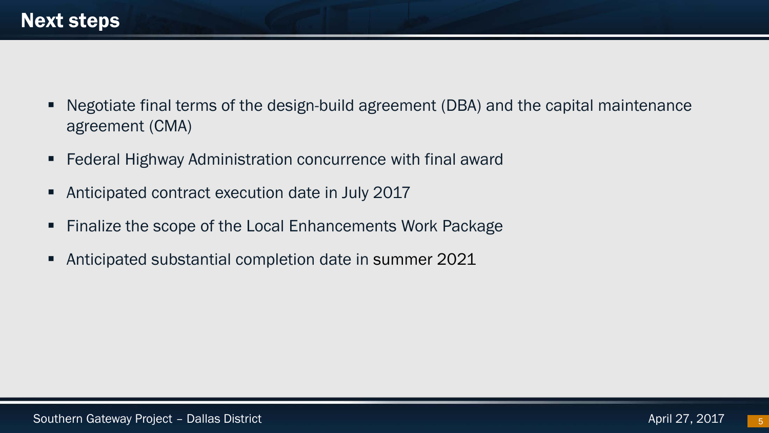# Next steps

- Negotiate final terms of the design-build agreement (DBA) and the capital maintenance agreement (CMA)
- Federal Highway Administration concurrence with final award
- Anticipated contract execution date in July 2017
- Finalize the scope of the Local Enhancements Work Package
- Anticipated substantial completion date in summer 2021